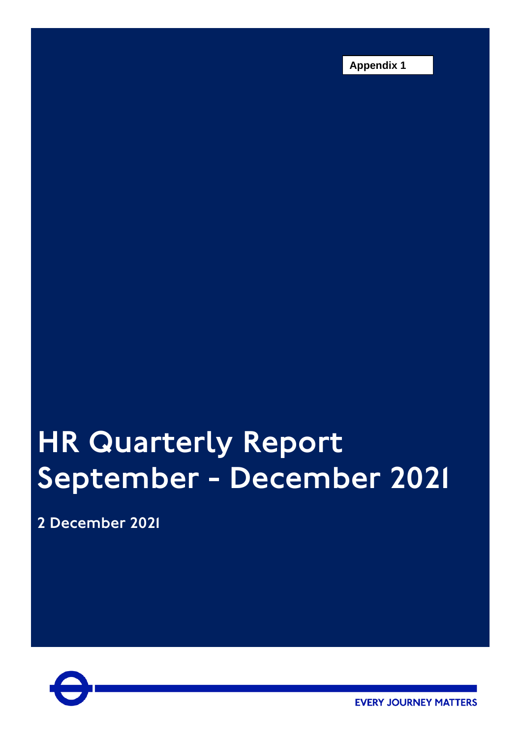**Appendix 1**

# HR Quarterly Report September - December 2021

**2 December 2021**

EVERY JOURNEY MATTERS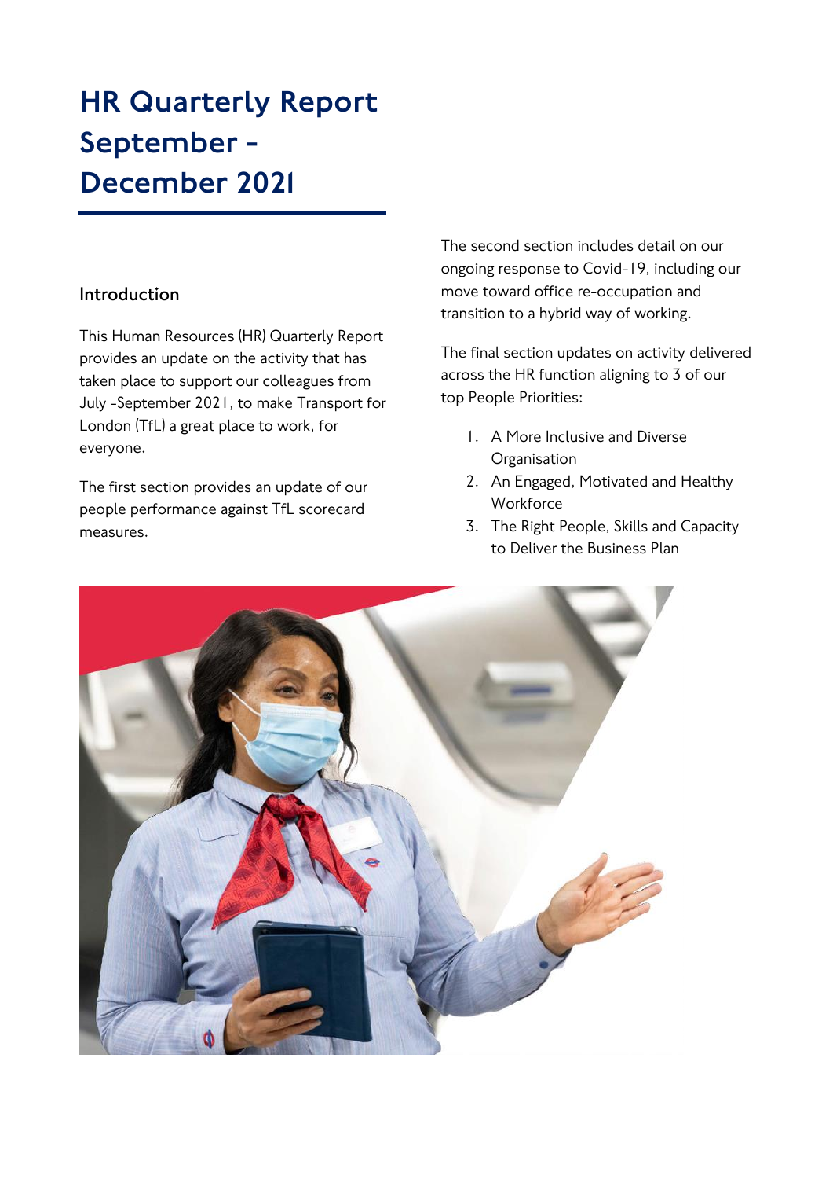# HR Quarterly Report September - December 2021

## Introduction

This Human Resources (HR) Quarterly Report provides an update on the activity that has taken place to support our colleagues from July -September 2021, to make Transport for London (TfL) a great place to work, for everyone.

The first section provides an update of our people performance against TfL scorecard measures.

The second section includes detail on our ongoing response to Covid-19, including our move toward office re-occupation and transition to a hybrid way of working.

The final section updates on activity delivered across the HR function aligning to 3 of our top People Priorities:

1. A More Inclusive and Diverse Organisation
2. An Engaged, Motivated and Healthy Workforce
3. The Right People, Skills and Capacity to Deliver the Business Plan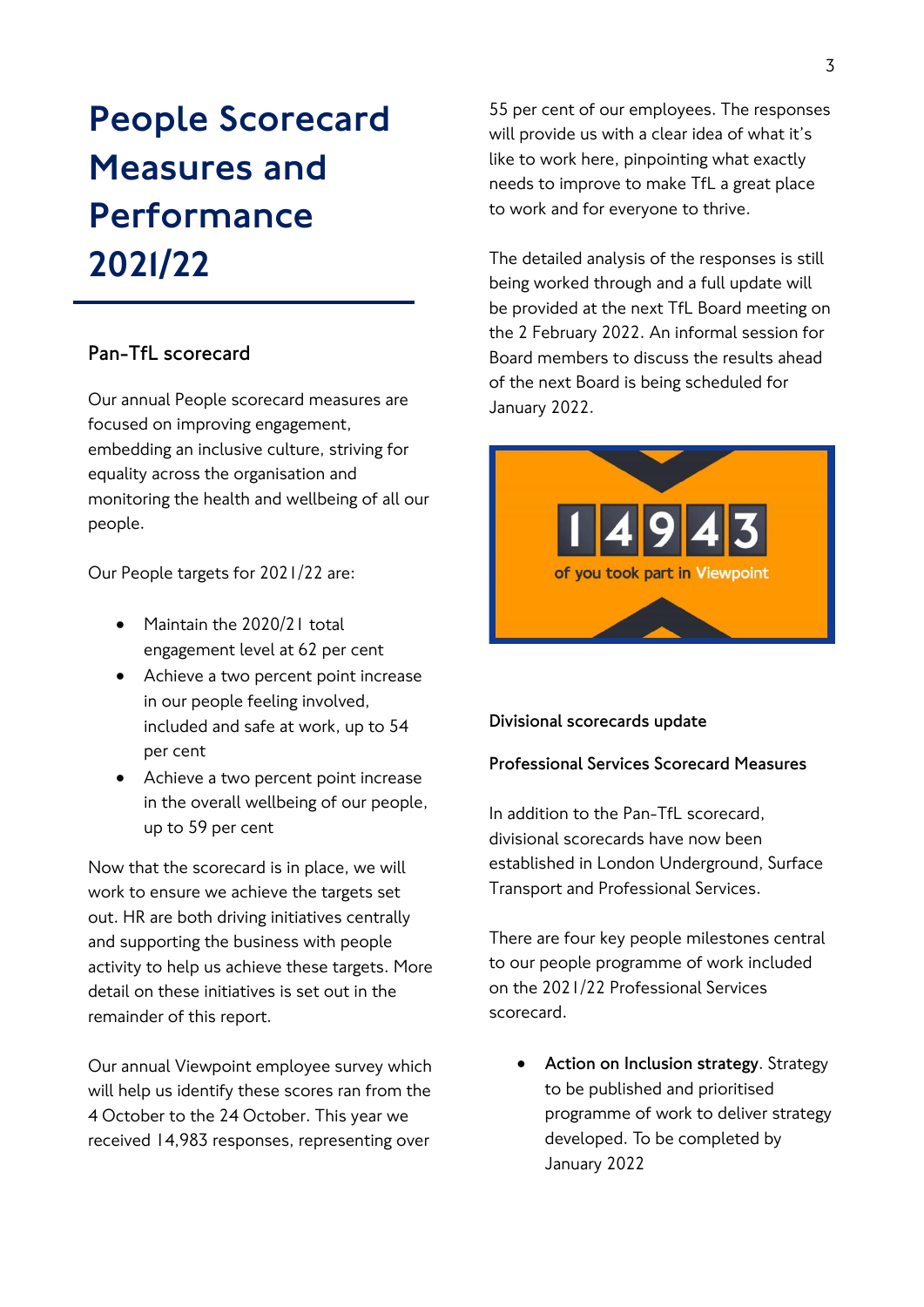# People Scorecard Measures and Performance 2021/22

## Pan-TfL scorecard

Our annual People scorecard measures are focused on improving engagement, embedding an inclusive culture, striving for equality across the organisation and monitoring the health and wellbeing of all our people.

Our People targets for 2021/22 are:

- Maintain the 2020/21 total engagement level at 62 per cent
- Achieve a two percent point increase in our people feeling involved, included and safe at work, up to 54 per cent
- Achieve a two percent point increase in the overall wellbeing of our people, up to 59 per cent

Now that the scorecard is in place, we will work to ensure we achieve the targets set out. HR are both driving initiatives centrally and supporting the business with people activity to help us achieve these targets. More detail on these initiatives is set out in the remainder of this report.

Our annual Viewpoint employee survey which will help us identify these scores ran from the 4 October to the 24 October. This year we received 14,983 responses, representing over 55 per cent of our employees. The responses will provide us with a clear idea of what it's like to work here, pinpointing what exactly needs to improve to make TfL a great place to work and for everyone to thrive.

The detailed analysis of the responses is still being worked through and a full update will be provided at the next TfL Board meeting on the 2 February 2022. An informal session for Board members to discuss the results ahead of the next Board is being scheduled for January 2022.

14943

of you took part in Viewpoint

**Divisional scorecards update**

**Professional Services Scorecard Measures**

In addition to the Pan-TfL scorecard, divisional scorecards have now been established in London Underground, Surface Transport and Professional Services.

There are four key people milestones central to our people programme of work included on the 2021/22 Professional Services scorecard.

- **Action on Inclusion strategy**. Strategy to be published and prioritised programme of work to deliver strategy developed. To be completed by January 2022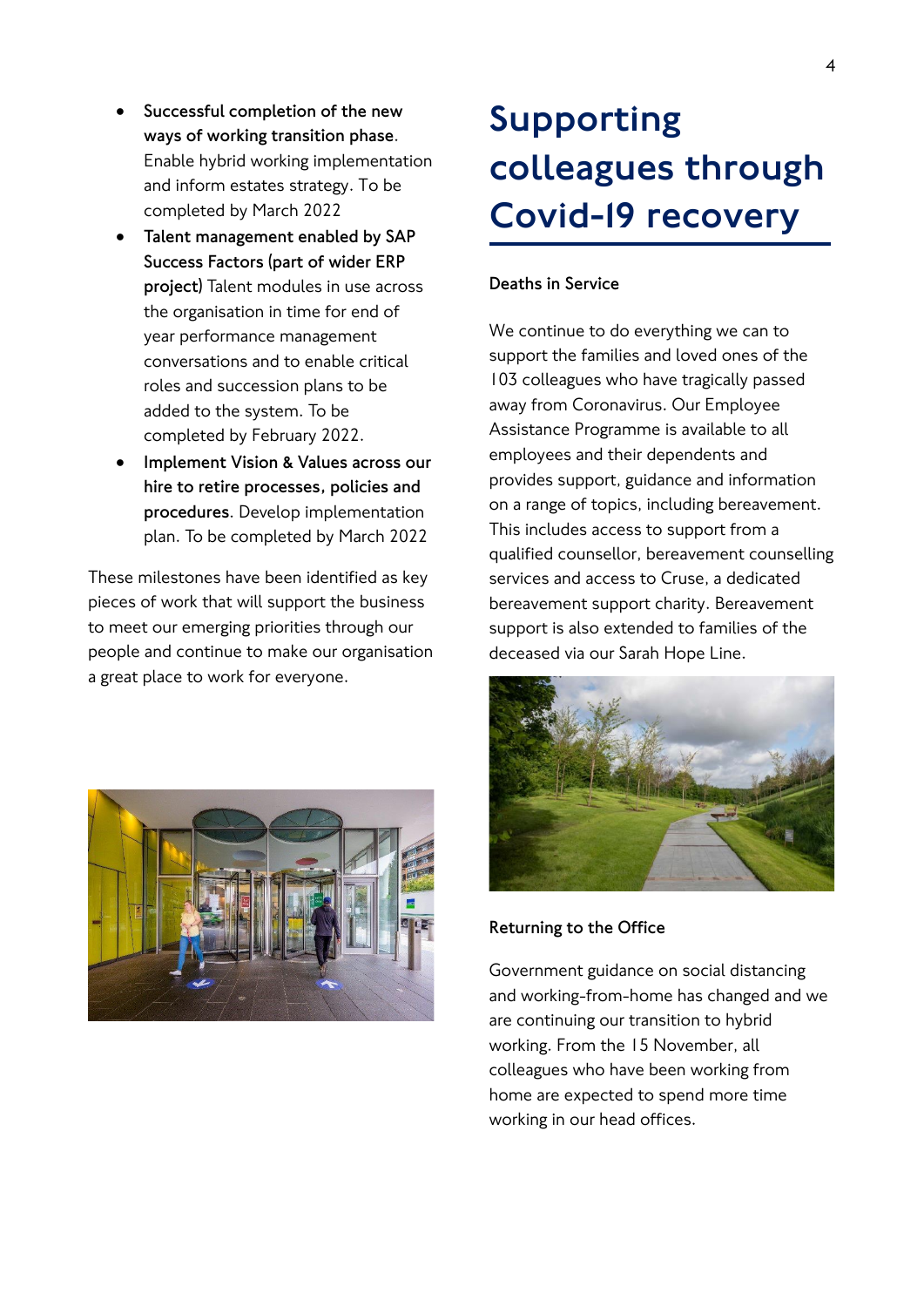- **Successful completion of the new ways of working transition phase**. Enable hybrid working implementation and inform estates strategy. To be completed by March 2022
- **Talent management enabled by SAP Success Factors (part of wider ERP project)** Talent modules in use across the organisation in time for end of year performance management conversations and to enable critical roles and succession plans to be added to the system. To be completed by February 2022.
- **Implement Vision & Values across our hire to retire processes, policies and procedures**. Develop implementation plan. To be completed by March 2022

These milestones have been identified as key pieces of work that will support the business to meet our emerging priorities through our people and continue to make our organisation a great place to work for everyone.

# Supporting colleagues through Covid-19 recovery

**Deaths in Service**

We continue to do everything we can to support the families and loved ones of the 103 colleagues who have tragically passed away from Coronavirus. Our Employee Assistance Programme is available to all employees and their dependents and provides support, guidance and information on a range of topics, including bereavement. This includes access to support from a qualified counsellor, bereavement counselling services and access to Cruse, a dedicated bereavement support charity. Bereavement support is also extended to families of the deceased via our Sarah Hope Line.

**Returning to the Office**

Government guidance on social distancing and working-from-home has changed and we are continuing our transition to hybrid working. From the 15 November, all colleagues who have been working from home are expected to spend more time working in our head offices.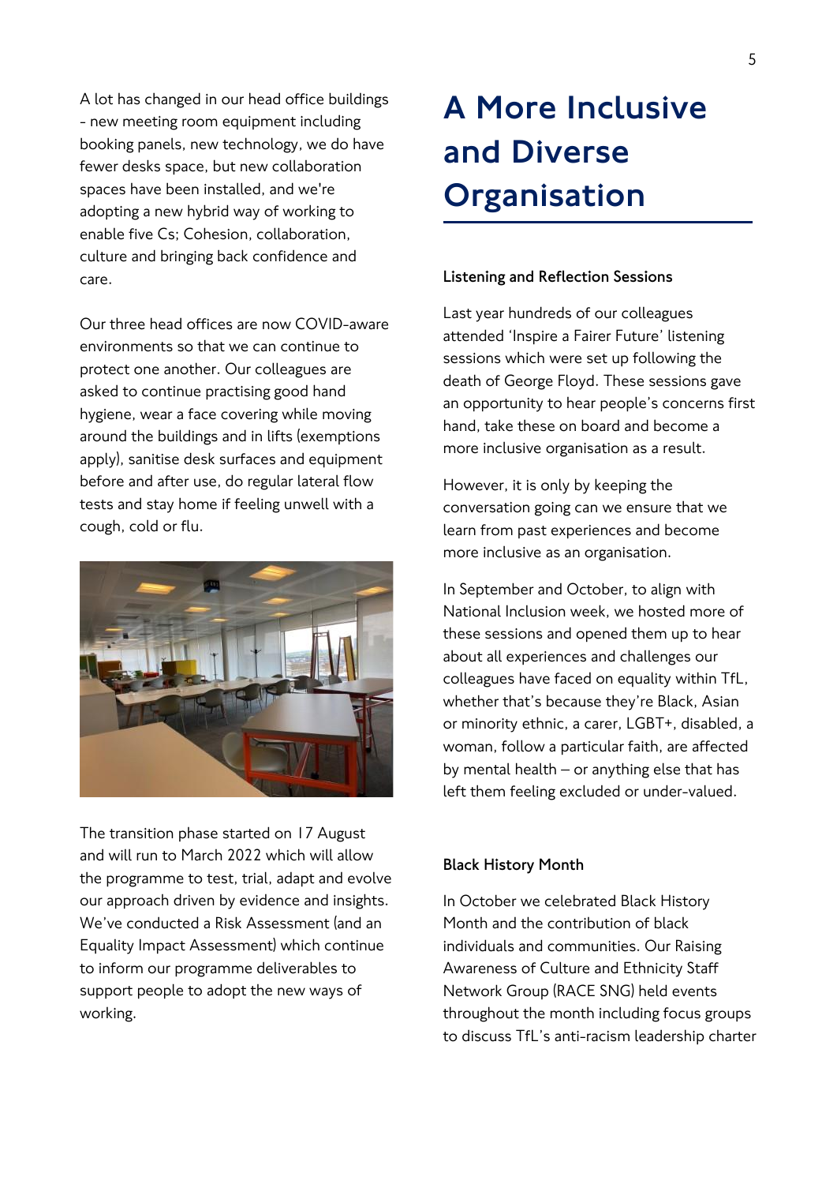A lot has changed in our head office buildings - new meeting room equipment including booking panels, new technology, we do have fewer desks space, but new collaboration spaces have been installed, and we're adopting a new hybrid way of working to enable five Cs; Cohesion, collaboration, culture and bringing back confidence and care.

Our three head offices are now COVID-aware environments so that we can continue to protect one another. Our colleagues are asked to continue practising good hand hygiene, wear a face covering while moving around the buildings and in lifts (exemptions apply), sanitise desk surfaces and equipment before and after use, do regular lateral flow tests and stay home if feeling unwell with a cough, cold or flu.

The transition phase started on 17 August and will run to March 2022 which will allow the programme to test, trial, adapt and evolve our approach driven by evidence and insights. We've conducted a Risk Assessment (and an Equality Impact Assessment) which continue to inform our programme deliverables to support people to adopt the new ways of working.

# A More Inclusive and Diverse Organisation

**Listening and Reflection Sessions**

Last year hundreds of our colleagues attended 'Inspire a Fairer Future' listening sessions which were set up following the death of George Floyd. These sessions gave an opportunity to hear people's concerns first hand, take these on board and become a more inclusive organisation as a result.

However, it is only by keeping the conversation going can we ensure that we learn from past experiences and become more inclusive as an organisation.

In September and October, to align with National Inclusion week, we hosted more of these sessions and opened them up to hear about all experiences and challenges our colleagues have faced on equality within TfL, whether that's because they're Black, Asian or minority ethnic, a carer, LGBT+, disabled, a woman, follow a particular faith, are affected by mental health – or anything else that has left them feeling excluded or under-valued.

**Black History Month**

In October we celebrated Black History Month and the contribution of black individuals and communities. Our Raising Awareness of Culture and Ethnicity Staff Network Group (RACE SNG) held events throughout the month including focus groups to discuss TfL's anti-racism leadership charter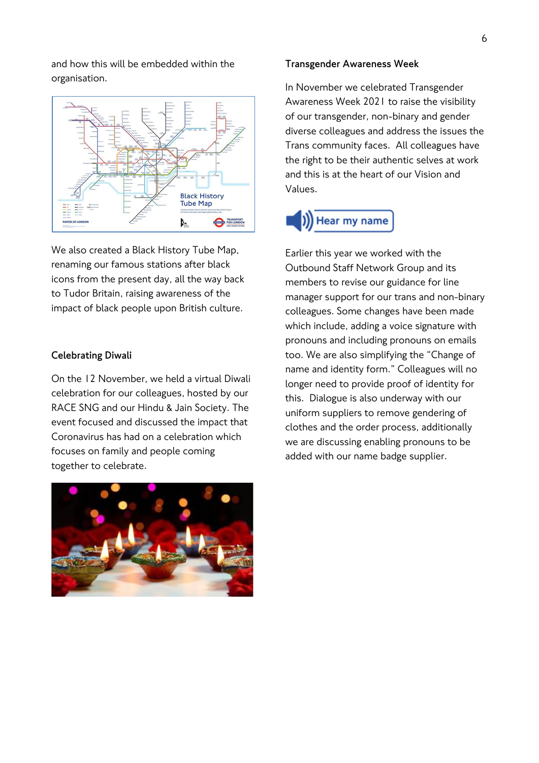and how this will be embedded within the organisation.

We also created a Black History Tube Map, renaming our famous stations after black icons from the present day, all the way back to Tudor Britain, raising awareness of the impact of black people upon British culture.

### Celebrating Diwali

On the 12 November, we held a virtual Diwali celebration for our colleagues, hosted by our RACE SNG and our Hindu & Jain Society. The event focused and discussed the impact that Coronavirus has had on a celebration which focuses on family and people coming together to celebrate.

### Transgender Awareness Week

In November we celebrated Transgender Awareness Week 2021 to raise the visibility of our transgender, non-binary and gender diverse colleagues and address the issues the Trans community faces. All colleagues have the right to be their authentic selves at work and this is at the heart of our Vision and Values.

Hear my name

Earlier this year we worked with the Outbound Staff Network Group and its members to revise our guidance for line manager support for our trans and non-binary colleagues. Some changes have been made which include, adding a voice signature with pronouns and including pronouns on emails too. We are also simplifying the "Change of name and identity form." Colleagues will no longer need to provide proof of identity for this. Dialogue is also underway with our uniform suppliers to remove gendering of clothes and the order process, additionally we are discussing enabling pronouns to be added with our name badge supplier.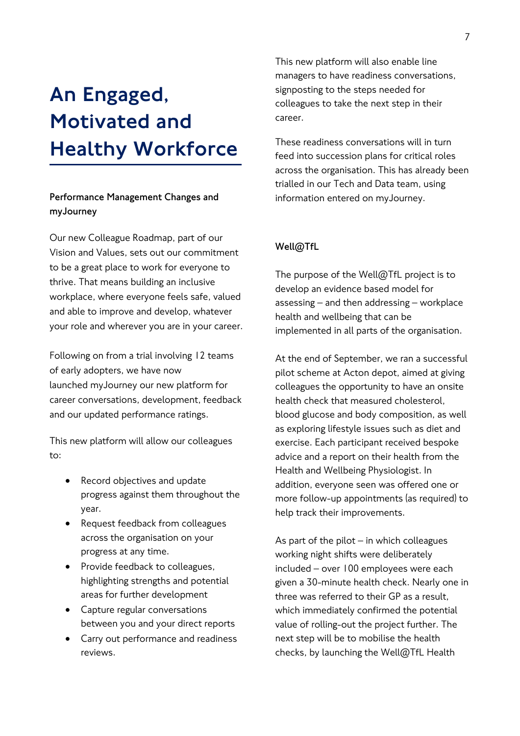# An Engaged, Motivated and Healthy Workforce

**Performance Management Changes and myJourney**

Our new Colleague Roadmap, part of our Vision and Values, sets out our commitment to be a great place to work for everyone to thrive. That means building an inclusive workplace, where everyone feels safe, valued and able to improve and develop, whatever your role and wherever you are in your career.

Following on from a trial involving 12 teams of early adopters, we have now launched myJourney our new platform for career conversations, development, feedback and our updated performance ratings.

This new platform will allow our colleagues to:

- Record objectives and update progress against them throughout the year.
- Request feedback from colleagues across the organisation on your progress at any time.
- Provide feedback to colleagues, highlighting strengths and potential areas for further development
- Capture regular conversations between you and your direct reports
- Carry out performance and readiness reviews.

This new platform will also enable line managers to have readiness conversations, signposting to the steps needed for colleagues to take the next step in their career.

These readiness conversations will in turn feed into succession plans for critical roles across the organisation. This has already been trialled in our Tech and Data team, using information entered on myJourney.

**Well@TfL**

The purpose of the Well@TfL project is to develop an evidence based model for assessing – and then addressing – workplace health and wellbeing that can be implemented in all parts of the organisation.

At the end of September, we ran a successful pilot scheme at Acton depot, aimed at giving colleagues the opportunity to have an onsite health check that measured cholesterol, blood glucose and body composition, as well as exploring lifestyle issues such as diet and exercise. Each participant received bespoke advice and a report on their health from the Health and Wellbeing Physiologist. In addition, everyone seen was offered one or more follow-up appointments (as required) to help track their improvements.

As part of the pilot – in which colleagues working night shifts were deliberately included – over 100 employees were each given a 30-minute health check. Nearly one in three was referred to their GP as a result, which immediately confirmed the potential value of rolling-out the project further. The next step will be to mobilise the health checks, by launching the Well@TfL Health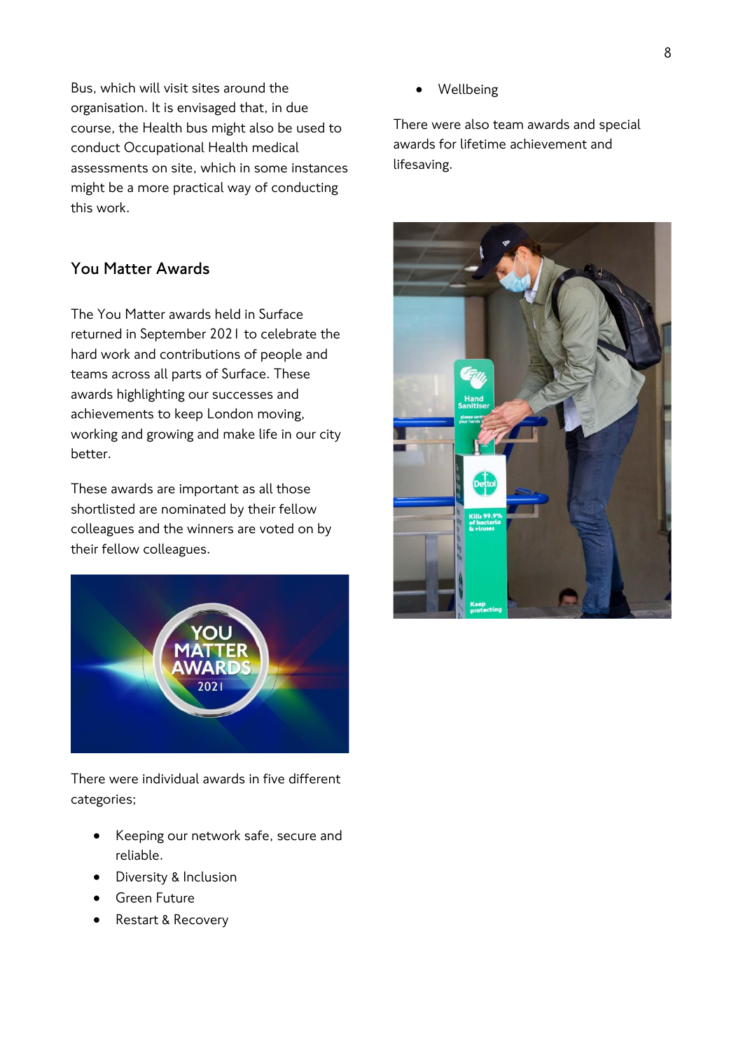Bus, which will visit sites around the organisation. It is envisaged that, in due course, the Health bus might also be used to conduct Occupational Health medical assessments on site, which in some instances might be a more practical way of conducting this work.

## You Matter Awards

The You Matter awards held in Surface returned in September 2021 to celebrate the hard work and contributions of people and teams across all parts of Surface. These awards highlighting our successes and achievements to keep London moving, working and growing and make life in our city better.

These awards are important as all those shortlisted are nominated by their fellow colleagues and the winners are voted on by their fellow colleagues.

There were individual awards in five different categories;

- Keeping our network safe, secure and reliable.
- Diversity & Inclusion
- Green Future
- Restart & Recovery
- Wellbeing

There were also team awards and special awards for lifetime achievement and lifesaving.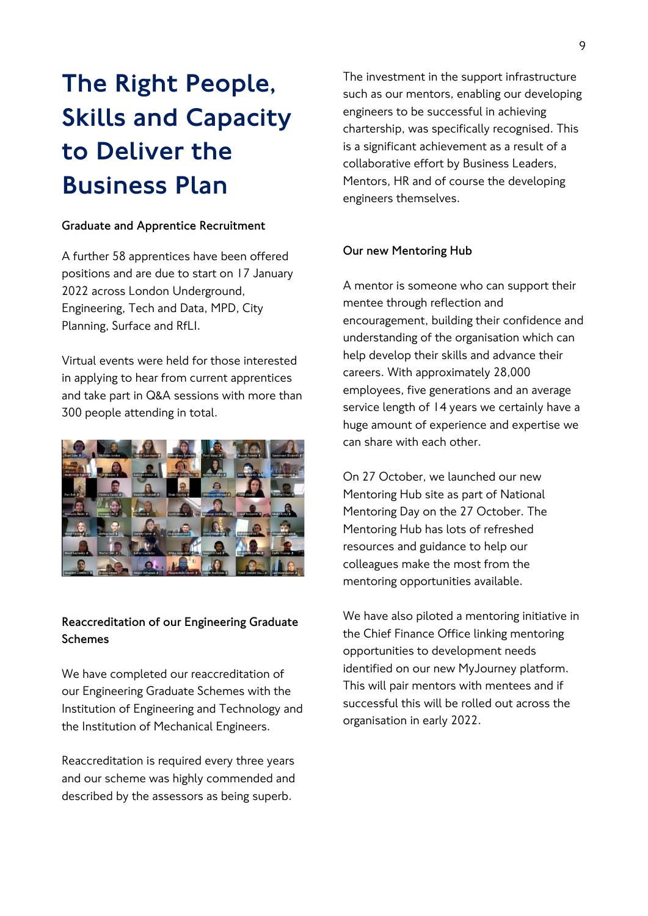# The Right People, Skills and Capacity to Deliver the Business Plan

**Graduate and Apprentice Recruitment**

A further 58 apprentices have been offered positions and are due to start on 17 January 2022 across London Underground, Engineering, Tech and Data, MPD, City Planning, Surface and RfLI.

Virtual events were held for those interested in applying to hear from current apprentices and take part in Q&A sessions with more than 300 people attending in total.

**Reaccreditation of our Engineering Graduate Schemes**

We have completed our reaccreditation of our Engineering Graduate Schemes with the Institution of Engineering and Technology and the Institution of Mechanical Engineers.

Reaccreditation is required every three years and our scheme was highly commended and described by the assessors as being superb.

The investment in the support infrastructure such as our mentors, enabling our developing engineers to be successful in achieving chartership, was specifically recognised. This is a significant achievement as a result of a collaborative effort by Business Leaders, Mentors, HR and of course the developing engineers themselves.

**Our new Mentoring Hub**

A mentor is someone who can support their mentee through reflection and encouragement, building their confidence and understanding of the organisation which can help develop their skills and advance their careers. With approximately 28,000 employees, five generations and an average service length of 14 years we certainly have a huge amount of experience and expertise we can share with each other.

On 27 October, we launched our new Mentoring Hub site as part of National Mentoring Day on the 27 October. The Mentoring Hub has lots of refreshed resources and guidance to help our colleagues make the most from the mentoring opportunities available.

We have also piloted a mentoring initiative in the Chief Finance Office linking mentoring opportunities to development needs identified on our new MyJourney platform. This will pair mentors with mentees and if successful this will be rolled out across the organisation in early 2022.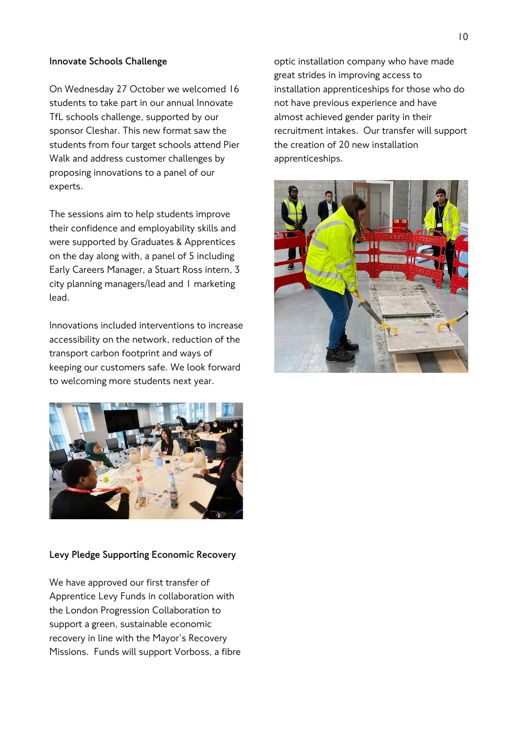### Innovate Schools Challenge

On Wednesday 27 October we welcomed 16 students to take part in our annual Innovate TfL schools challenge, supported by our sponsor Cleshar. This new format saw the students from four target schools attend Pier Walk and address customer challenges by proposing innovations to a panel of our experts.

The sessions aim to help students improve their confidence and employability skills and were supported by Graduates & Apprentices on the day along with, a panel of 5 including Early Careers Manager, a Stuart Ross intern, 3 city planning managers/lead and 1 marketing lead.

Innovations included interventions to increase accessibility on the network, reduction of the transport carbon footprint and ways of keeping our customers safe. We look forward to welcoming more students next year.

### Levy Pledge Supporting Economic Recovery

We have approved our first transfer of Apprentice Levy Funds in collaboration with the London Progression Collaboration to support a green, sustainable economic recovery in line with the Mayor's Recovery Missions. Funds will support Vorboss, a fibre optic installation company who have made great strides in improving access to installation apprenticeships for those who do not have previous experience and have almost achieved gender parity in their recruitment intakes. Our transfer will support the creation of 20 new installation apprenticeships.